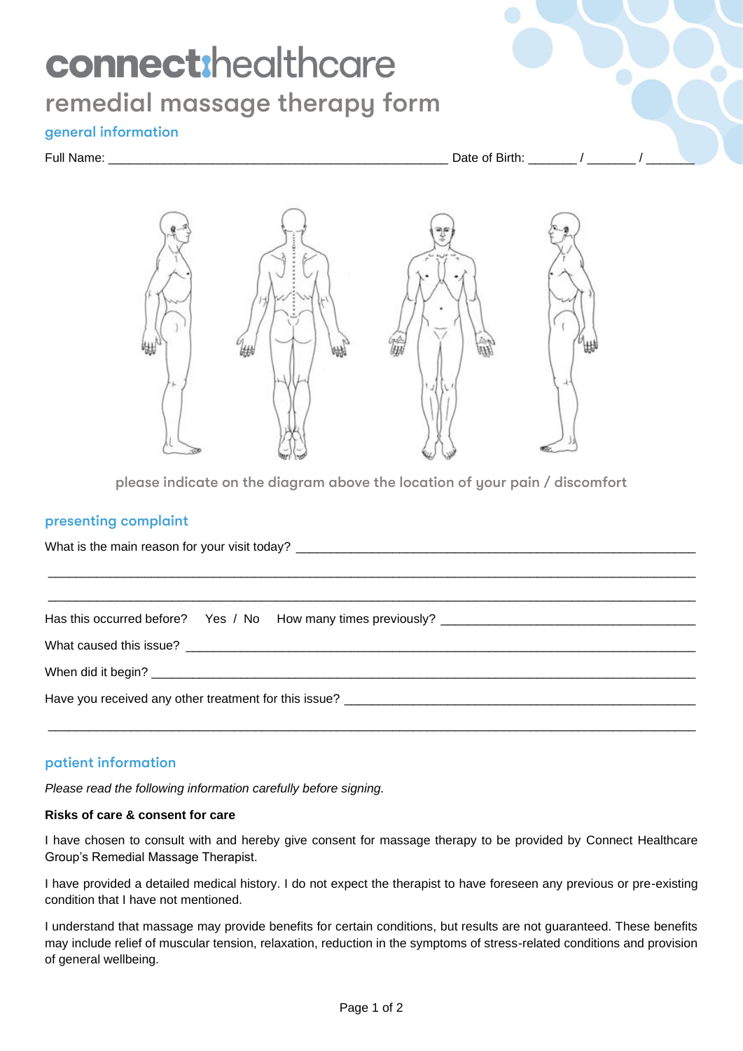# connect:healthcare

## remedial massage therapy form

### general information

Full Name: ________________________________________________ Date of Birth: _______ / _______ / _______

please indicate on the diagram above the location of your pain / discomfort

### presenting complaint

What is the main reason for your visit today? ________________________________________________________

______________________________________________________________________________________

______________________________________________________________________________________

Has this occurred before? Yes / No How many times previously? ____________________________________

What caused this issue? ______________________________________________________________________

When did it begin? __________________________________________________________________________

Have you received any other treatment for this issue? ______________________________________________

______________________________________________________________________________________

### patient information

*Please read the following information carefully before signing.*

**Risks of care & consent for care**

I have chosen to consult with and hereby give consent for massage therapy to be provided by Connect Healthcare Group's Remedial Massage Therapist.

I have provided a detailed medical history. I do not expect the therapist to have foreseen any previous or pre-existing condition that I have not mentioned.

I understand that massage may provide benefits for certain conditions, but results are not guaranteed. These benefits may include relief of muscular tension, relaxation, reduction in the symptoms of stress-related conditions and provision of general wellbeing.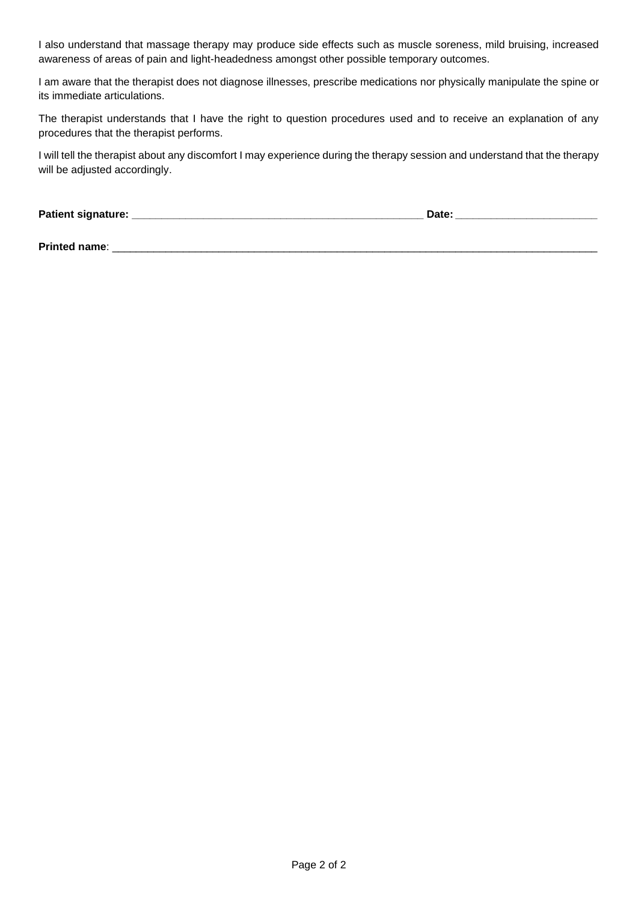I also understand that massage therapy may produce side effects such as muscle soreness, mild bruising, increased awareness of areas of pain and light-headedness amongst other possible temporary outcomes.

I am aware that the therapist does not diagnose illnesses, prescribe medications nor physically manipulate the spine or its immediate articulations.

The therapist understands that I have the right to question procedures used and to receive an explanation of any procedures that the therapist performs.

I will tell the therapist about any discomfort I may experience during the therapy session and understand that the therapy will be adjusted accordingly.

**Patient signature: ___________________________________________________ Date: ________________________**

**Printed name**: ____________________________________________________________________________________